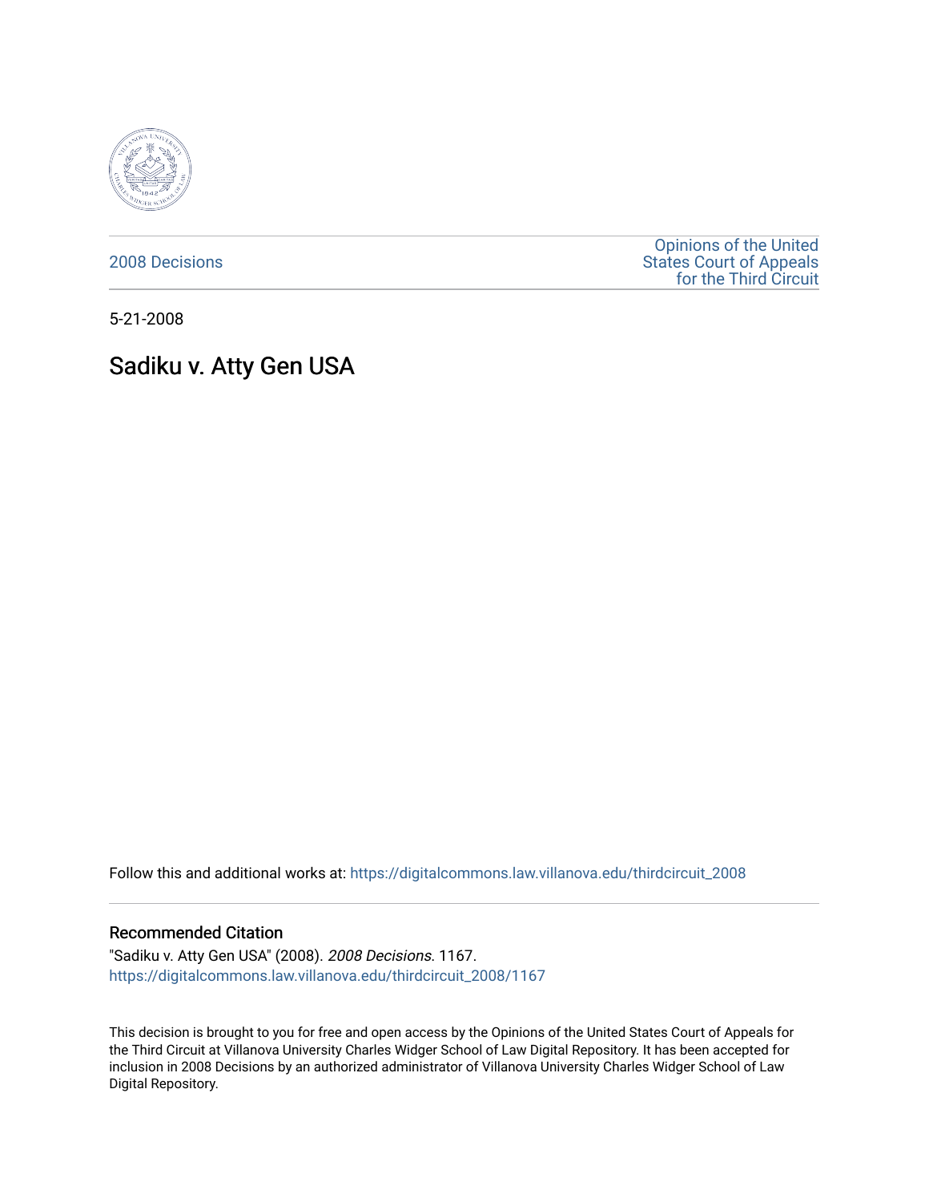2008 Decisions

Opinions of the United States Court of Appeals for the Third Circuit

5-21-2008

# Sadiku v. Atty Gen USA

Follow this and additional works at: https://digitalcommons.law.villanova.edu/thirdcircuit_2008

## Recommended Citation

"Sadiku v. Atty Gen USA" (2008). *2008 Decisions*. 1167.
https://digitalcommons.law.villanova.edu/thirdcircuit_2008/1167

This decision is brought to you for free and open access by the Opinions of the United States Court of Appeals for the Third Circuit at Villanova University Charles Widger School of Law Digital Repository. It has been accepted for inclusion in 2008 Decisions by an authorized administrator of Villanova University Charles Widger School of Law Digital Repository.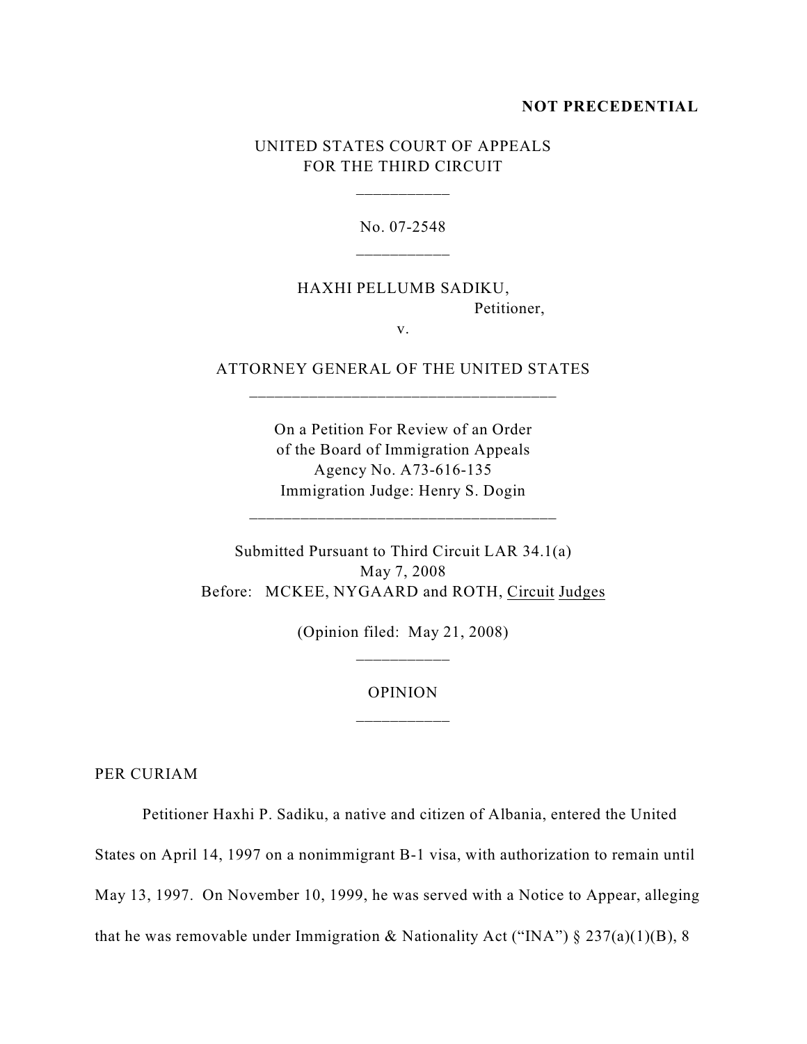**NOT PRECEDENTIAL**

UNITED STATES COURT OF APPEALS
FOR THE THIRD CIRCUIT

\_\_\_\_\_\_\_\_\_\_\_

No. 07-2548

\_\_\_\_\_\_\_\_\_\_\_

HAXHI PELLUMB SADIKU,
Petitioner,

v.

ATTORNEY GENERAL OF THE UNITED STATES

\_\_\_\_\_\_\_\_\_\_\_\_\_\_\_\_\_\_\_\_\_\_\_\_\_\_\_\_\_\_\_\_\_\_\_\_

On a Petition For Review of an Order
of the Board of Immigration Appeals
Agency No. A73-616-135
Immigration Judge: Henry S. Dogin

\_\_\_\_\_\_\_\_\_\_\_\_\_\_\_\_\_\_\_\_\_\_\_\_\_\_\_\_\_\_\_\_\_\_\_\_

Submitted Pursuant to Third Circuit LAR 34.1(a)
May 7, 2008
Before: MCKEE, NYGAARD and ROTH, Circuit Judges

(Opinion filed: May 21, 2008)

\_\_\_\_\_\_\_\_\_\_\_

OPINION

\_\_\_\_\_\_\_\_\_\_\_

PER CURIAM

Petitioner Haxhi P. Sadiku, a native and citizen of Albania, entered the United States on April 14, 1997 on a nonimmigrant B-1 visa, with authorization to remain until May 13, 1997. On November 10, 1999, he was served with a Notice to Appear, alleging that he was removable under Immigration & Nationality Act ("INA") § 237(a)(1)(B), 8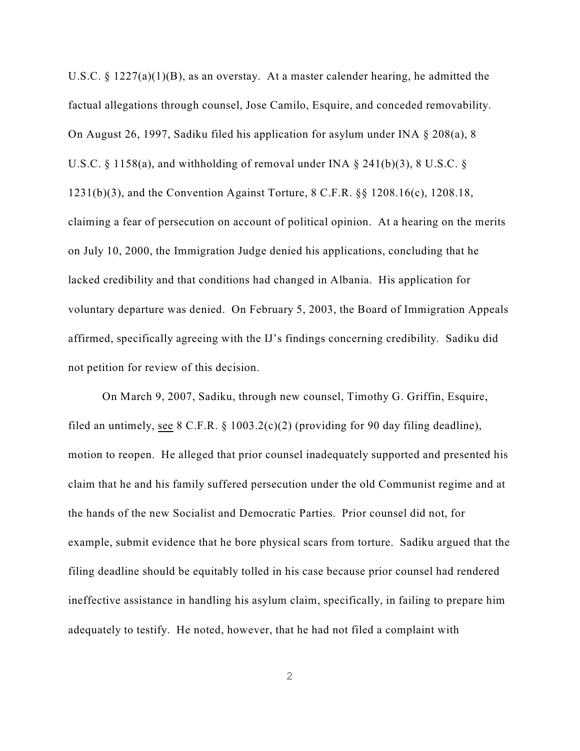U.S.C. § 1227(a)(1)(B), as an overstay. At a master calender hearing, he admitted the factual allegations through counsel, Jose Camilo, Esquire, and conceded removability. On August 26, 1997, Sadiku filed his application for asylum under INA § 208(a), 8 U.S.C. § 1158(a), and withholding of removal under INA § 241(b)(3), 8 U.S.C. § 1231(b)(3), and the Convention Against Torture, 8 C.F.R. §§ 1208.16(c), 1208.18, claiming a fear of persecution on account of political opinion. At a hearing on the merits on July 10, 2000, the Immigration Judge denied his applications, concluding that he lacked credibility and that conditions had changed in Albania. His application for voluntary departure was denied. On February 5, 2003, the Board of Immigration Appeals affirmed, specifically agreeing with the IJ's findings concerning credibility. Sadiku did not petition for review of this decision.

On March 9, 2007, Sadiku, through new counsel, Timothy G. Griffin, Esquire, filed an untimely, see 8 C.F.R. § 1003.2(c)(2) (providing for 90 day filing deadline), motion to reopen. He alleged that prior counsel inadequately supported and presented his claim that he and his family suffered persecution under the old Communist regime and at the hands of the new Socialist and Democratic Parties. Prior counsel did not, for example, submit evidence that he bore physical scars from torture. Sadiku argued that the filing deadline should be equitably tolled in his case because prior counsel had rendered ineffective assistance in handling his asylum claim, specifically, in failing to prepare him adequately to testify. He noted, however, that he had not filed a complaint with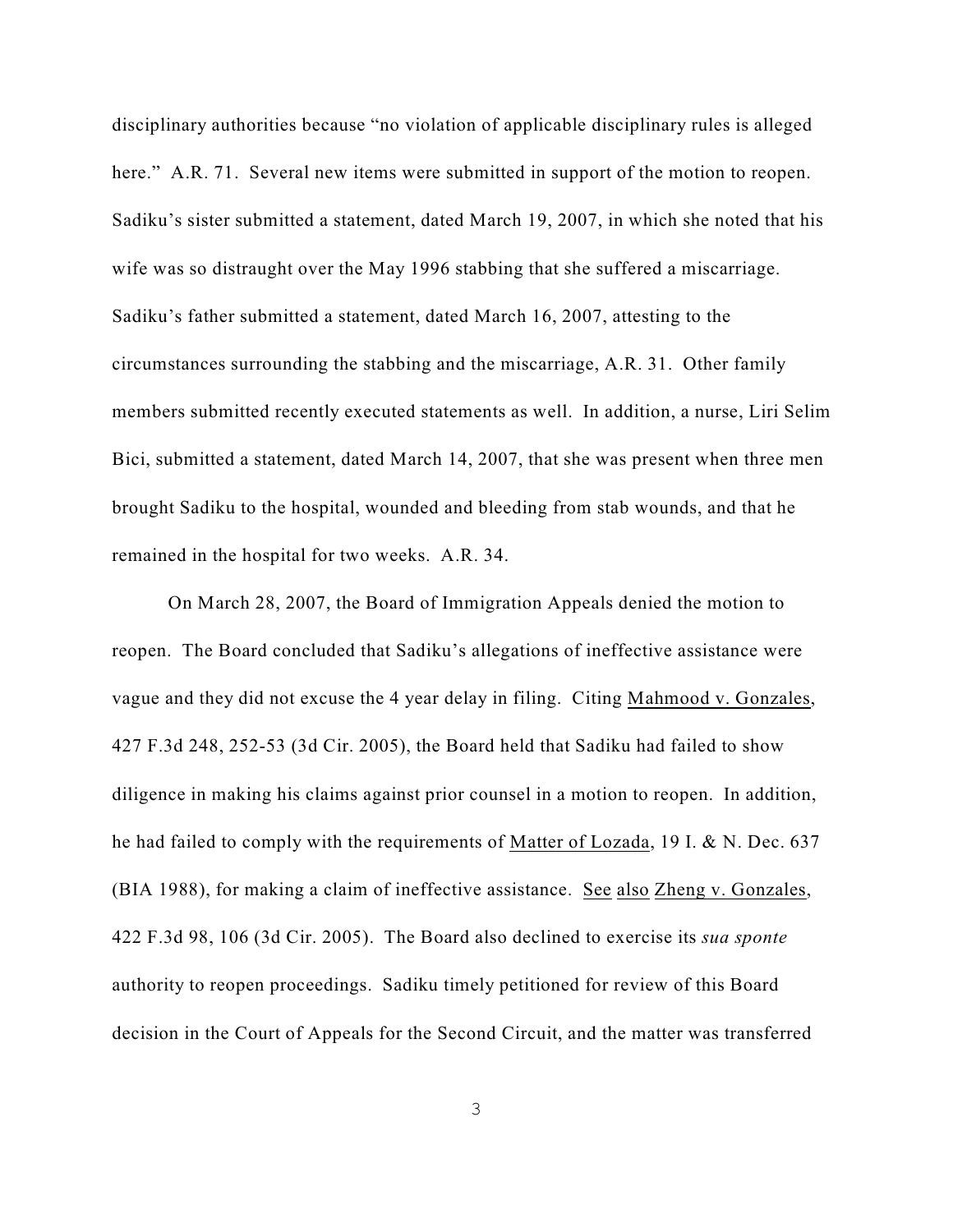disciplinary authorities because "no violation of applicable disciplinary rules is alleged here." A.R. 71. Several new items were submitted in support of the motion to reopen. Sadiku's sister submitted a statement, dated March 19, 2007, in which she noted that his wife was so distraught over the May 1996 stabbing that she suffered a miscarriage. Sadiku's father submitted a statement, dated March 16, 2007, attesting to the circumstances surrounding the stabbing and the miscarriage, A.R. 31. Other family members submitted recently executed statements as well. In addition, a nurse, Liri Selim Bici, submitted a statement, dated March 14, 2007, that she was present when three men brought Sadiku to the hospital, wounded and bleeding from stab wounds, and that he remained in the hospital for two weeks. A.R. 34.

On March 28, 2007, the Board of Immigration Appeals denied the motion to reopen. The Board concluded that Sadiku's allegations of ineffective assistance were vague and they did not excuse the 4 year delay in filing. Citing Mahmood v. Gonzales, 427 F.3d 248, 252-53 (3d Cir. 2005), the Board held that Sadiku had failed to show diligence in making his claims against prior counsel in a motion to reopen. In addition, he had failed to comply with the requirements of Matter of Lozada, 19 I. & N. Dec. 637 (BIA 1988), for making a claim of ineffective assistance. See also Zheng v. Gonzales, 422 F.3d 98, 106 (3d Cir. 2005). The Board also declined to exercise its *sua sponte* authority to reopen proceedings. Sadiku timely petitioned for review of this Board decision in the Court of Appeals for the Second Circuit, and the matter was transferred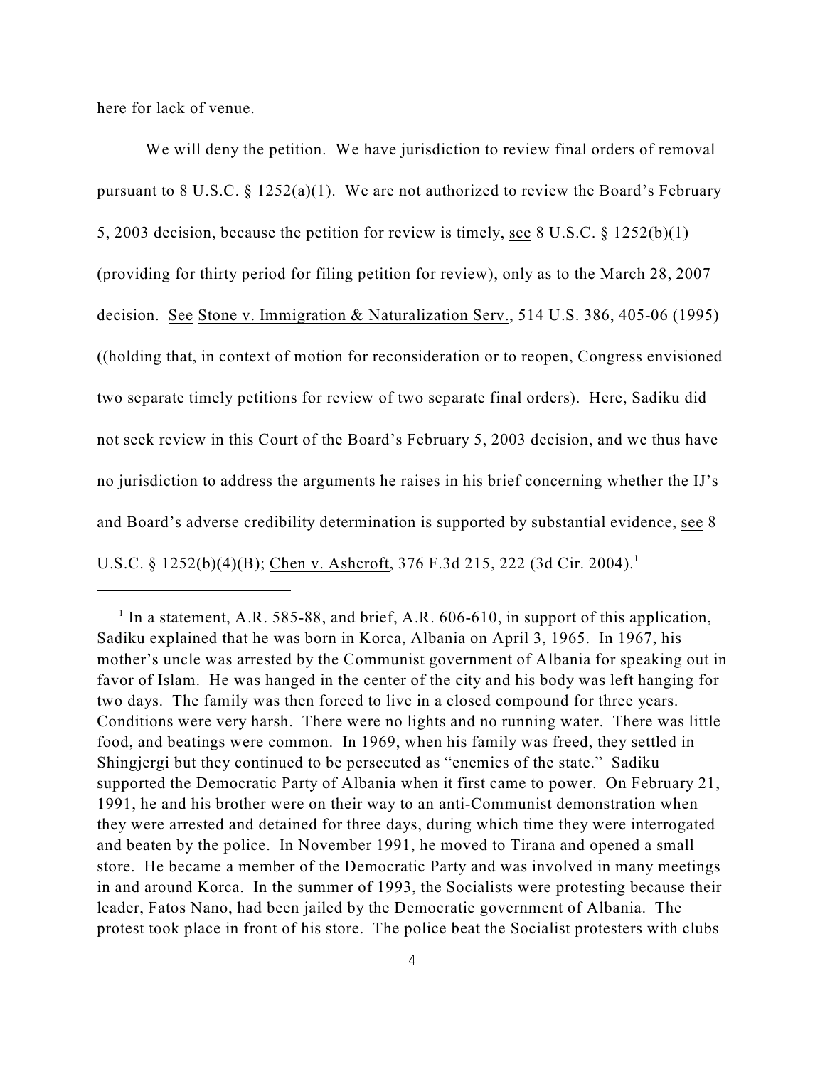here for lack of venue.

We will deny the petition. We have jurisdiction to review final orders of removal pursuant to 8 U.S.C. § 1252(a)(1). We are not authorized to review the Board's February 5, 2003 decision, because the petition for review is timely, see 8 U.S.C. § 1252(b)(1) (providing for thirty period for filing petition for review), only as to the March 28, 2007 decision. See Stone v. Immigration & Naturalization Serv., 514 U.S. 386, 405-06 (1995) ((holding that, in context of motion for reconsideration or to reopen, Congress envisioned two separate timely petitions for review of two separate final orders). Here, Sadiku did not seek review in this Court of the Board's February 5, 2003 decision, and we thus have no jurisdiction to address the arguments he raises in his brief concerning whether the IJ's and Board's adverse credibility determination is supported by substantial evidence, see 8 U.S.C. § 1252(b)(4)(B); Chen v. Ashcroft, 376 F.3d 215, 222 (3d Cir. 2004).[1]

---

[1] In a statement, A.R. 585-88, and brief, A.R. 606-610, in support of this application, Sadiku explained that he was born in Korca, Albania on April 3, 1965. In 1967, his mother's uncle was arrested by the Communist government of Albania for speaking out in favor of Islam. He was hanged in the center of the city and his body was left hanging for two days. The family was then forced to live in a closed compound for three years. Conditions were very harsh. There were no lights and no running water. There was little food, and beatings were common. In 1969, when his family was freed, they settled in Shingjergi but they continued to be persecuted as "enemies of the state." Sadiku supported the Democratic Party of Albania when it first came to power. On February 21, 1991, he and his brother were on their way to an anti-Communist demonstration when they were arrested and detained for three days, during which time they were interrogated and beaten by the police. In November 1991, he moved to Tirana and opened a small store. He became a member of the Democratic Party and was involved in many meetings in and around Korca. In the summer of 1993, the Socialists were protesting because their leader, Fatos Nano, had been jailed by the Democratic government of Albania. The protest took place in front of his store. The police beat the Socialist protesters with clubs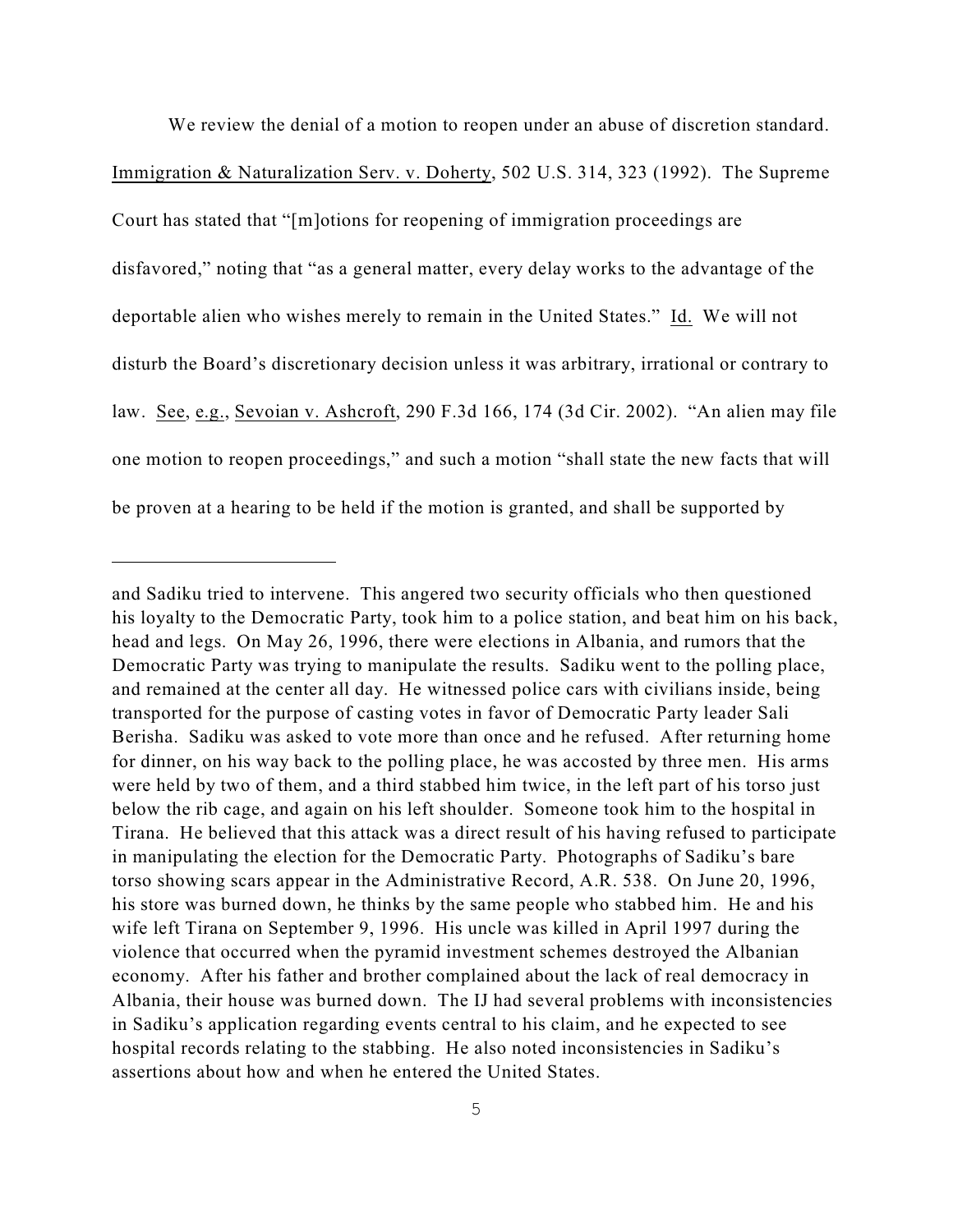We review the denial of a motion to reopen under an abuse of discretion standard. Immigration & Naturalization Serv. v. Doherty, 502 U.S. 314, 323 (1992). The Supreme Court has stated that "[m]otions for reopening of immigration proceedings are disfavored," noting that "as a general matter, every delay works to the advantage of the deportable alien who wishes merely to remain in the United States." Id. We will not disturb the Board's discretionary decision unless it was arbitrary, irrational or contrary to law. See, e.g., Sevoian v. Ashcroft, 290 F.3d 166, 174 (3d Cir. 2002). "An alien may file one motion to reopen proceedings," and such a motion "shall state the new facts that will be proven at a hearing to be held if the motion is granted, and shall be supported by

---

and Sadiku tried to intervene. This angered two security officials who then questioned his loyalty to the Democratic Party, took him to a police station, and beat him on his back, head and legs. On May 26, 1996, there were elections in Albania, and rumors that the Democratic Party was trying to manipulate the results. Sadiku went to the polling place, and remained at the center all day. He witnessed police cars with civilians inside, being transported for the purpose of casting votes in favor of Democratic Party leader Sali Berisha. Sadiku was asked to vote more than once and he refused. After returning home for dinner, on his way back to the polling place, he was accosted by three men. His arms were held by two of them, and a third stabbed him twice, in the left part of his torso just below the rib cage, and again on his left shoulder. Someone took him to the hospital in Tirana. He believed that this attack was a direct result of his having refused to participate in manipulating the election for the Democratic Party. Photographs of Sadiku's bare torso showing scars appear in the Administrative Record, A.R. 538. On June 20, 1996, his store was burned down, he thinks by the same people who stabbed him. He and his wife left Tirana on September 9, 1996. His uncle was killed in April 1997 during the violence that occurred when the pyramid investment schemes destroyed the Albanian economy. After his father and brother complained about the lack of real democracy in Albania, their house was burned down. The IJ had several problems with inconsistencies in Sadiku's application regarding events central to his claim, and he expected to see hospital records relating to the stabbing. He also noted inconsistencies in Sadiku's assertions about how and when he entered the United States.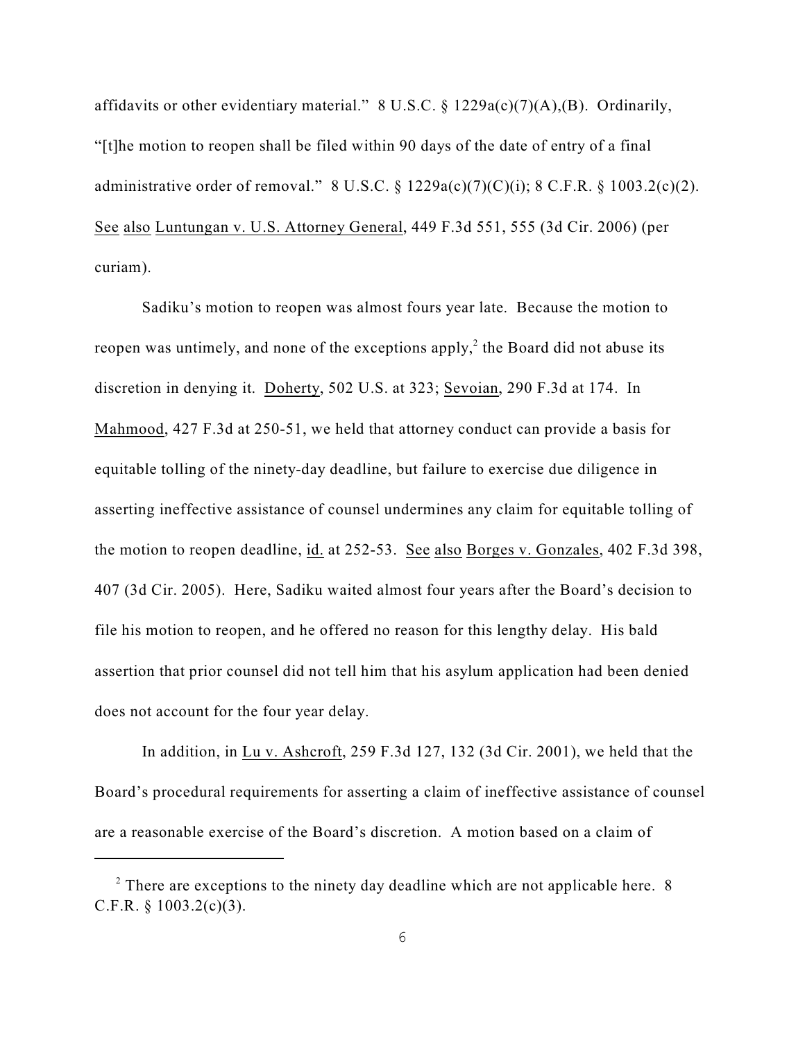affidavits or other evidentiary material." 8 U.S.C. § 1229a(c)(7)(A),(B). Ordinarily, "[t]he motion to reopen shall be filed within 90 days of the date of entry of a final administrative order of removal." 8 U.S.C. § 1229a(c)(7)(C)(i); 8 C.F.R. § 1003.2(c)(2). See also Luntungan v. U.S. Attorney General, 449 F.3d 551, 555 (3d Cir. 2006) (per curiam).

Sadiku's motion to reopen was almost fours year late. Because the motion to reopen was untimely, and none of the exceptions apply,[2] the Board did not abuse its discretion in denying it. Doherty, 502 U.S. at 323; Sevoian, 290 F.3d at 174. In Mahmood, 427 F.3d at 250-51, we held that attorney conduct can provide a basis for equitable tolling of the ninety-day deadline, but failure to exercise due diligence in asserting ineffective assistance of counsel undermines any claim for equitable tolling of the motion to reopen deadline, id. at 252-53. See also Borges v. Gonzales, 402 F.3d 398, 407 (3d Cir. 2005). Here, Sadiku waited almost four years after the Board's decision to file his motion to reopen, and he offered no reason for this lengthy delay. His bald assertion that prior counsel did not tell him that his asylum application had been denied does not account for the four year delay.

In addition, in Lu v. Ashcroft, 259 F.3d 127, 132 (3d Cir. 2001), we held that the Board's procedural requirements for asserting a claim of ineffective assistance of counsel are a reasonable exercise of the Board's discretion. A motion based on a claim of

[2] There are exceptions to the ninety day deadline which are not applicable here. 8 C.F.R. § 1003.2(c)(3).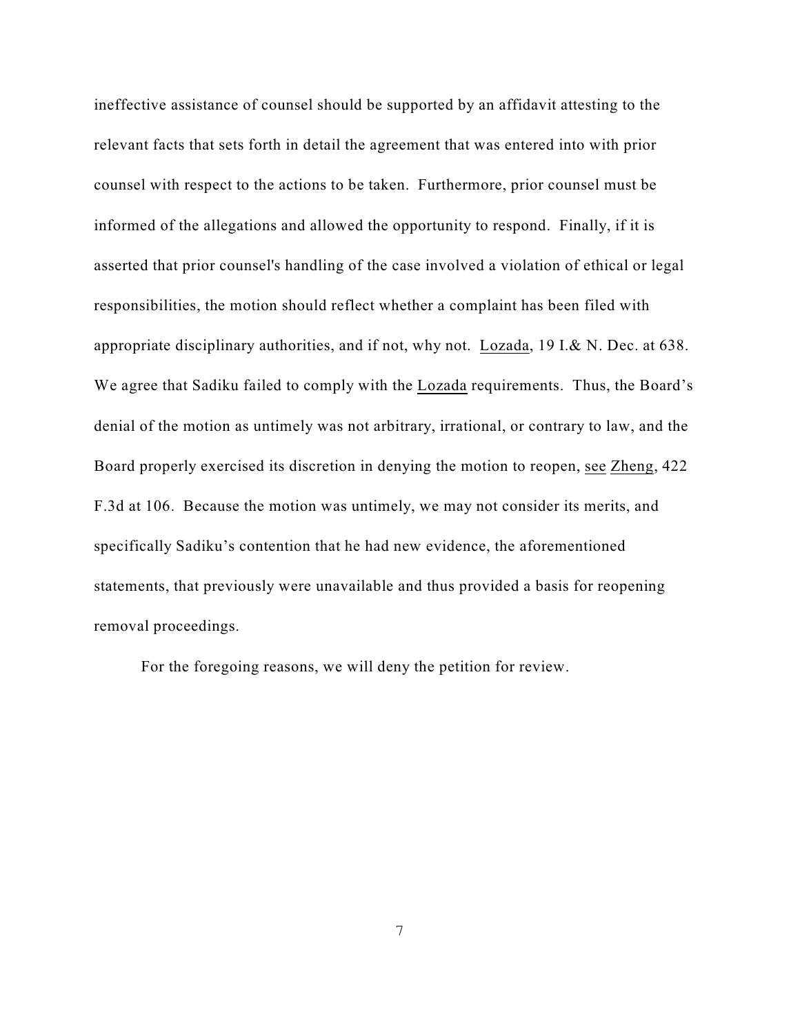ineffective assistance of counsel should be supported by an affidavit attesting to the relevant facts that sets forth in detail the agreement that was entered into with prior counsel with respect to the actions to be taken. Furthermore, prior counsel must be informed of the allegations and allowed the opportunity to respond. Finally, if it is asserted that prior counsel's handling of the case involved a violation of ethical or legal responsibilities, the motion should reflect whether a complaint has been filed with appropriate disciplinary authorities, and if not, why not. Lozada, 19 I.& N. Dec. at 638. We agree that Sadiku failed to comply with the Lozada requirements. Thus, the Board's denial of the motion as untimely was not arbitrary, irrational, or contrary to law, and the Board properly exercised its discretion in denying the motion to reopen, see Zheng, 422 F.3d at 106. Because the motion was untimely, we may not consider its merits, and specifically Sadiku's contention that he had new evidence, the aforementioned statements, that previously were unavailable and thus provided a basis for reopening removal proceedings.

For the foregoing reasons, we will deny the petition for review.